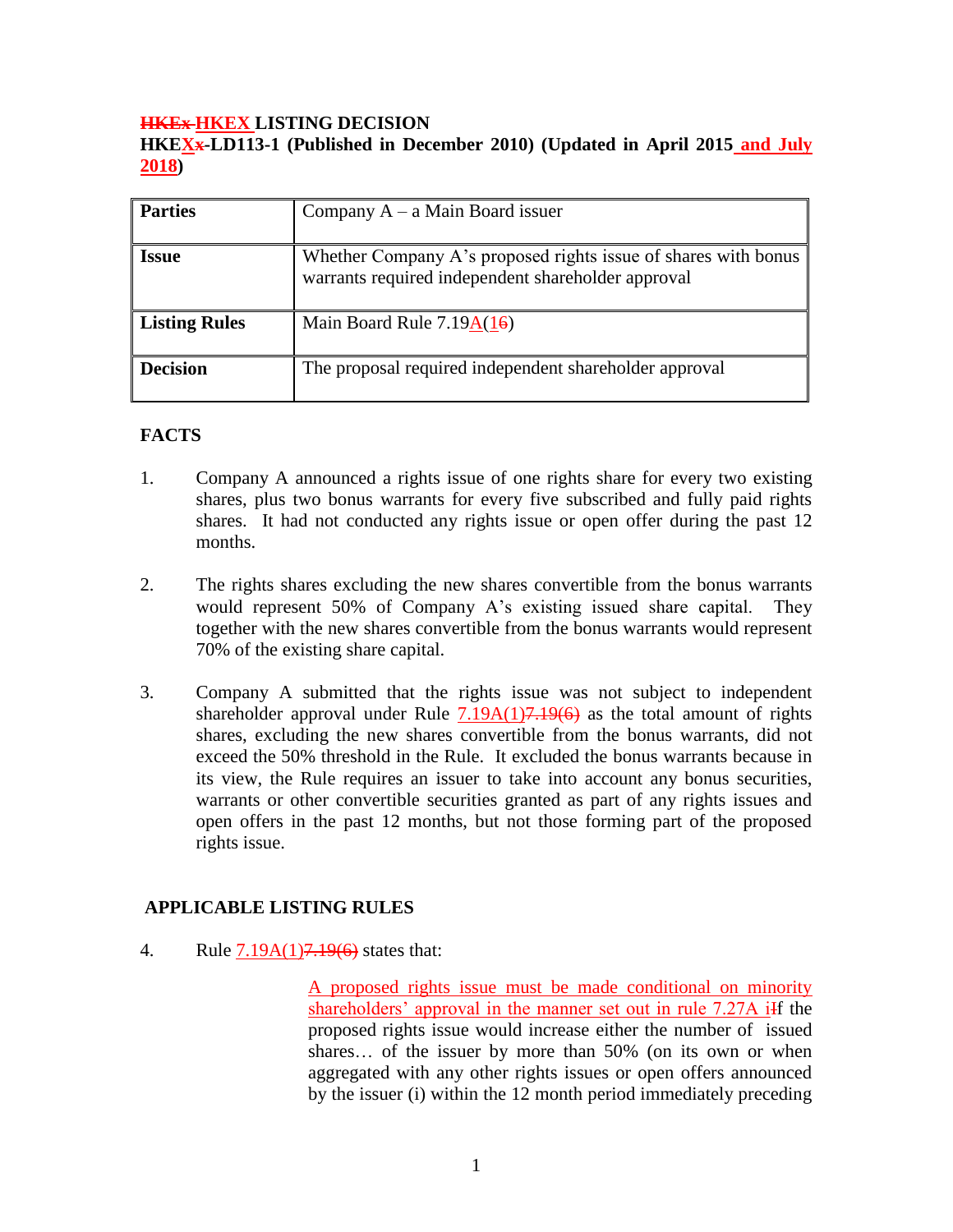**~~HKEx~~ HKEX LISTING DECISION**
**HKEX~~x~~-LD113-1 (Published in December 2010) (Updated in April 2015 and July 2018)**

| **Parties** | Company A – a Main Board issuer |
|---|---|
| **Issue** | Whether Company A's proposed rights issue of shares with bonus warrants required independent shareholder approval |
| **Listing Rules** | Main Board Rule 7.19A(1~~6~~) |
| **Decision** | The proposal required independent shareholder approval |

## FACTS

1. Company A announced a rights issue of one rights share for every two existing shares, plus two bonus warrants for every five subscribed and fully paid rights shares. It had not conducted any rights issue or open offer during the past 12 months.

2. The rights shares excluding the new shares convertible from the bonus warrants would represent 50% of Company A's existing issued share capital. They together with the new shares convertible from the bonus warrants would represent 70% of the existing share capital.

3. Company A submitted that the rights issue was not subject to independent shareholder approval under Rule 7.19A(1)~~7.19(6)~~ as the total amount of rights shares, excluding the new shares convertible from the bonus warrants, did not exceed the 50% threshold in the Rule. It excluded the bonus warrants because in its view, the Rule requires an issuer to take into account any bonus securities, warrants or other convertible securities granted as part of any rights issues and open offers in the past 12 months, but not those forming part of the proposed rights issue.

## APPLICABLE LISTING RULES

4. Rule 7.19A(1)~~7.19(6)~~ states that:

> A proposed rights issue must be made conditional on minority shareholders' approval in the manner set out in rule 7.27A i~~I~~f the proposed rights issue would increase either the number of issued shares… of the issuer by more than 50% (on its own or when aggregated with any other rights issues or open offers announced by the issuer (i) within the 12 month period immediately preceding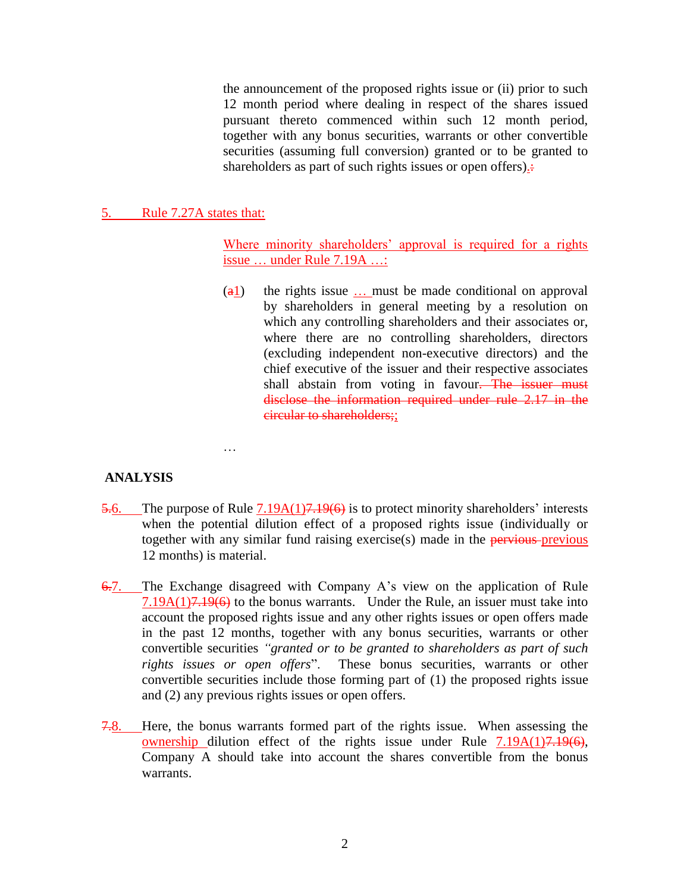the announcement of the proposed rights issue or (ii) prior to such 12 month period where dealing in respect of the shares issued pursuant thereto commenced within such 12 month period, together with any bonus securities, warrants or other convertible securities (assuming full conversion) granted or to be granted to shareholders as part of such rights issues or open offers).:

5. Rule 7.27A states that:

> Where minority shareholders' approval is required for a rights issue … under Rule 7.19A …:
>
> (a1) the rights issue … must be made conditional on approval by shareholders in general meeting by a resolution on which any controlling shareholders and their associates or, where there are no controlling shareholders, directors (excluding independent non-executive directors) and the chief executive of the issuer and their respective associates shall abstain from voting in favour. ~~The issuer must disclose the information required under rule 2.17 in the circular to shareholders;~~;
>
> …

**ANALYSIS**

~~5.~~6. The purpose of Rule 7.19A(1)~~7.19(6)~~ is to protect minority shareholders' interests when the potential dilution effect of a proposed rights issue (individually or together with any similar fund raising exercise(s) made in the ~~pervious~~ previous 12 months) is material.

~~6.~~7. The Exchange disagreed with Company A's view on the application of Rule 7.19A(1)~~7.19(6)~~ to the bonus warrants. Under the Rule, an issuer must take into account the proposed rights issue and any other rights issues or open offers made in the past 12 months, together with any bonus securities, warrants or other convertible securities *"granted or to be granted to shareholders as part of such rights issues or open offers"*. These bonus securities, warrants or other convertible securities include those forming part of (1) the proposed rights issue and (2) any previous rights issues or open offers.

~~7.~~8. Here, the bonus warrants formed part of the rights issue. When assessing the ownership dilution effect of the rights issue under Rule 7.19A(1)~~7.19(6)~~, Company A should take into account the shares convertible from the bonus warrants.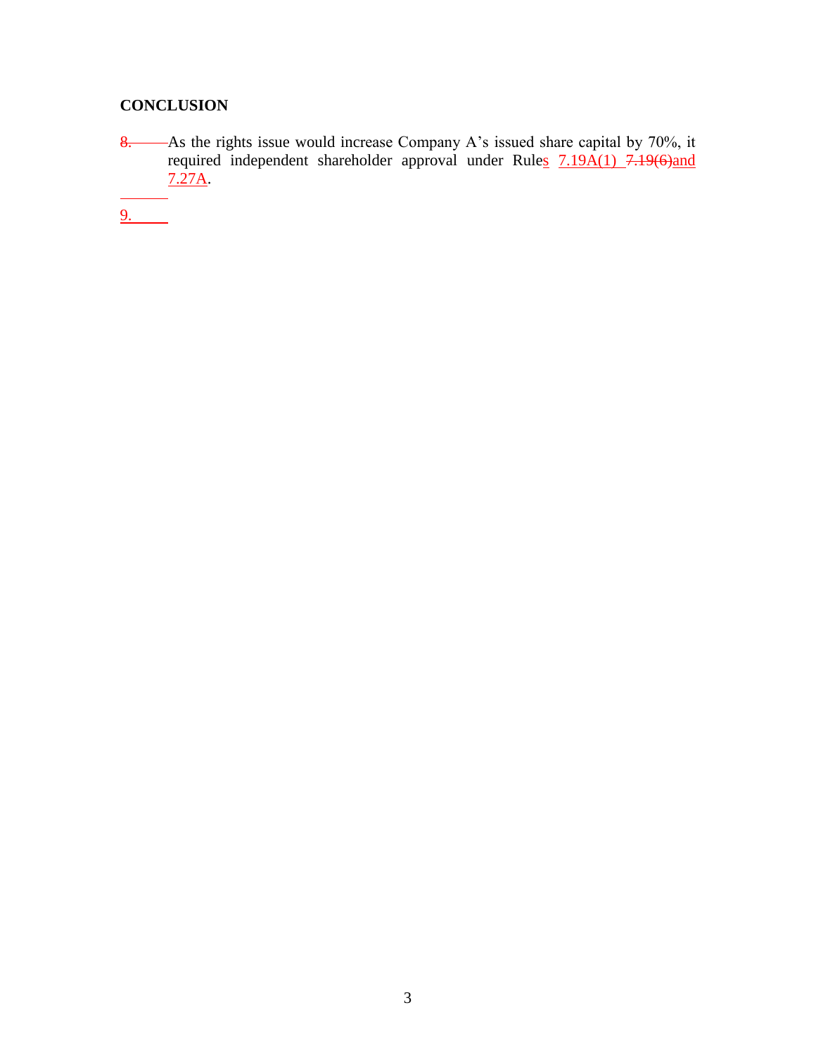**CONCLUSION**

8. As the rights issue would increase Company A's issued share capital by 70%, it required independent shareholder approval under Rules 7.19A(1) 7.19(6)and 7.27A.

9.